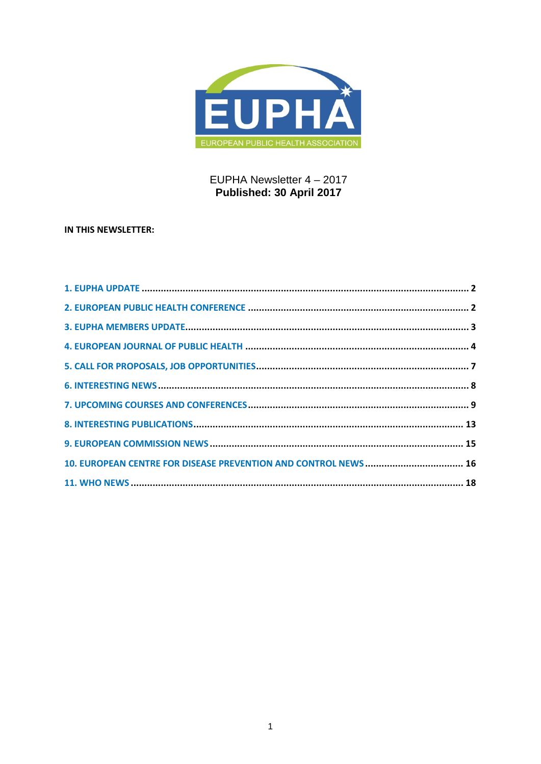EUPHA

EUROPEAN PUBLIC HEALTH ASSOCIATION

EUPHA Newsletter 4 – 2017

**Published: 30 April 2017**

**IN THIS NEWSLETTER:**

1. EUPHA UPDATE ........ 2
2. EUROPEAN PUBLIC HEALTH CONFERENCE ........ 2
3. EUPHA MEMBERS UPDATE ........ 3
4. EUROPEAN JOURNAL OF PUBLIC HEALTH ........ 4
5. CALL FOR PROPOSALS, JOB OPPORTUNITIES ........ 7
6. INTERESTING NEWS ........ 8
7. UPCOMING COURSES AND CONFERENCES ........ 9
8. INTERESTING PUBLICATIONS ........ 13
9. EUROPEAN COMMISSION NEWS ........ 15
10. EUROPEAN CENTRE FOR DISEASE PREVENTION AND CONTROL NEWS ........ 16
11. WHO NEWS ........ 18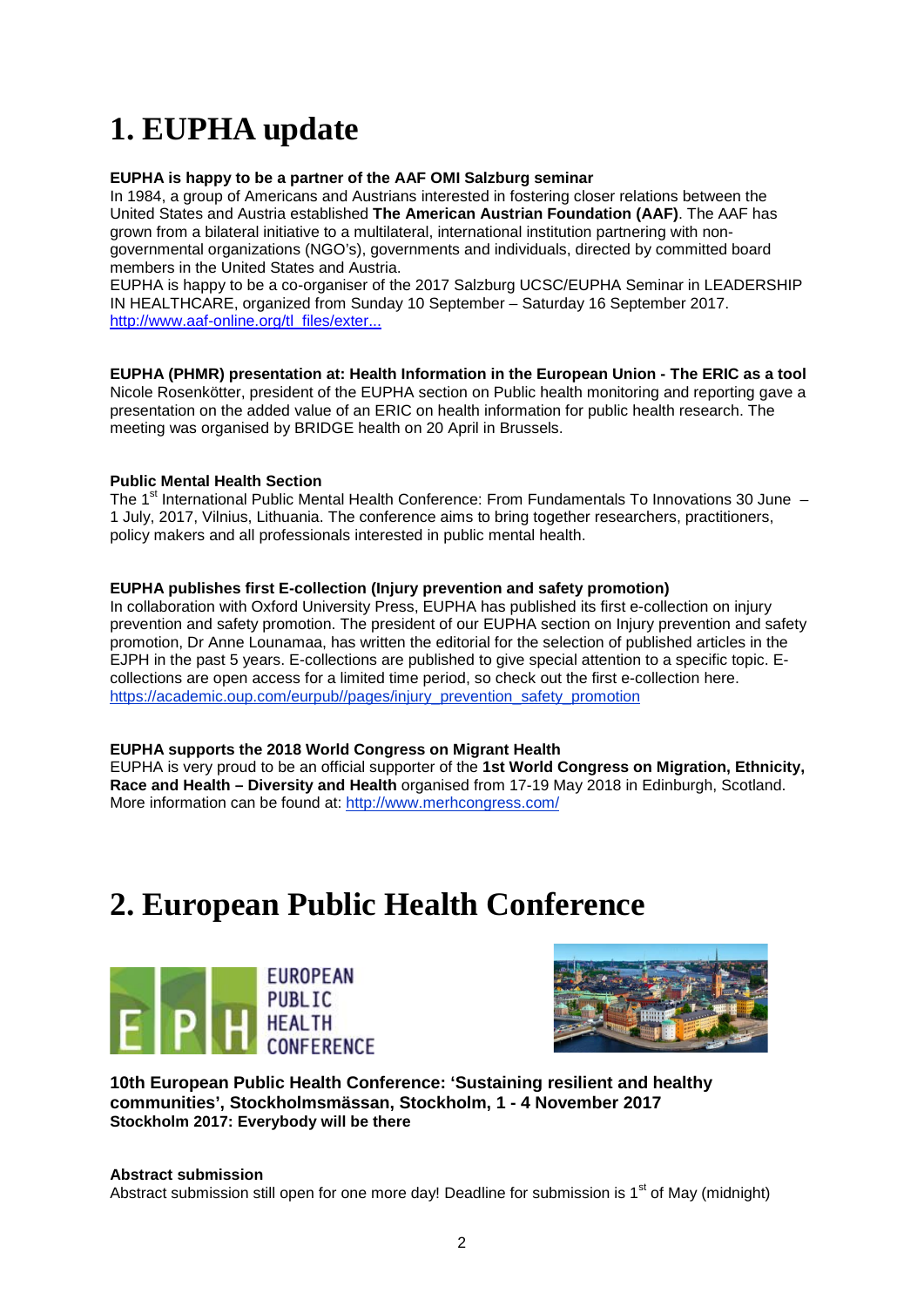# 1. EUPHA update

**EUPHA is happy to be a partner of the AAF OMI Salzburg seminar**
In 1984, a group of Americans and Austrians interested in fostering closer relations between the United States and Austria established **The American Austrian Foundation (AAF)**. The AAF has grown from a bilateral initiative to a multilateral, international institution partnering with non-governmental organizations (NGO's), governments and individuals, directed by committed board members in the United States and Austria.
EUPHA is happy to be a co-organiser of the 2017 Salzburg UCSC/EUPHA Seminar in LEADERSHIP IN HEALTHCARE, organized from Sunday 10 September – Saturday 16 September 2017.
http://www.aaf-online.org/tl_files/exter...

**EUPHA (PHMR) presentation at: Health Information in the European Union - The ERIC as a tool**
Nicole Rosenkötter, president of the EUPHA section on Public health monitoring and reporting gave a presentation on the added value of an ERIC on health information for public health research. The meeting was organised by BRIDGE health on 20 April in Brussels.

**Public Mental Health Section**
The 1st International Public Mental Health Conference: From Fundamentals To Innovations 30 June – 1 July, 2017, Vilnius, Lithuania. The conference aims to bring together researchers, practitioners, policy makers and all professionals interested in public mental health.

**EUPHA publishes first E-collection (Injury prevention and safety promotion)**
In collaboration with Oxford University Press, EUPHA has published its first e-collection on injury prevention and safety promotion. The president of our EUPHA section on Injury prevention and safety promotion, Dr Anne Lounamaa, has written the editorial for the selection of published articles in the EJPH in the past 5 years. E-collections are published to give special attention to a specific topic. E-collections are open access for a limited time period, so check out the first e-collection here.
https://academic.oup.com/eurpub//pages/injury_prevention_safety_promotion

**EUPHA supports the 2018 World Congress on Migrant Health**
EUPHA is very proud to be an official supporter of the **1st World Congress on Migration, Ethnicity, Race and Health – Diversity and Health** organised from 17-19 May 2018 in Edinburgh, Scotland. More information can be found at: http://www.merhcongress.com/

# 2. European Public Health Conference

**10th European Public Health Conference: 'Sustaining resilient and healthy communities', Stockholmsmässan, Stockholm, 1 - 4 November 2017**
**Stockholm 2017: Everybody will be there**

**Abstract submission**
Abstract submission still open for one more day! Deadline for submission is 1st of May (midnight)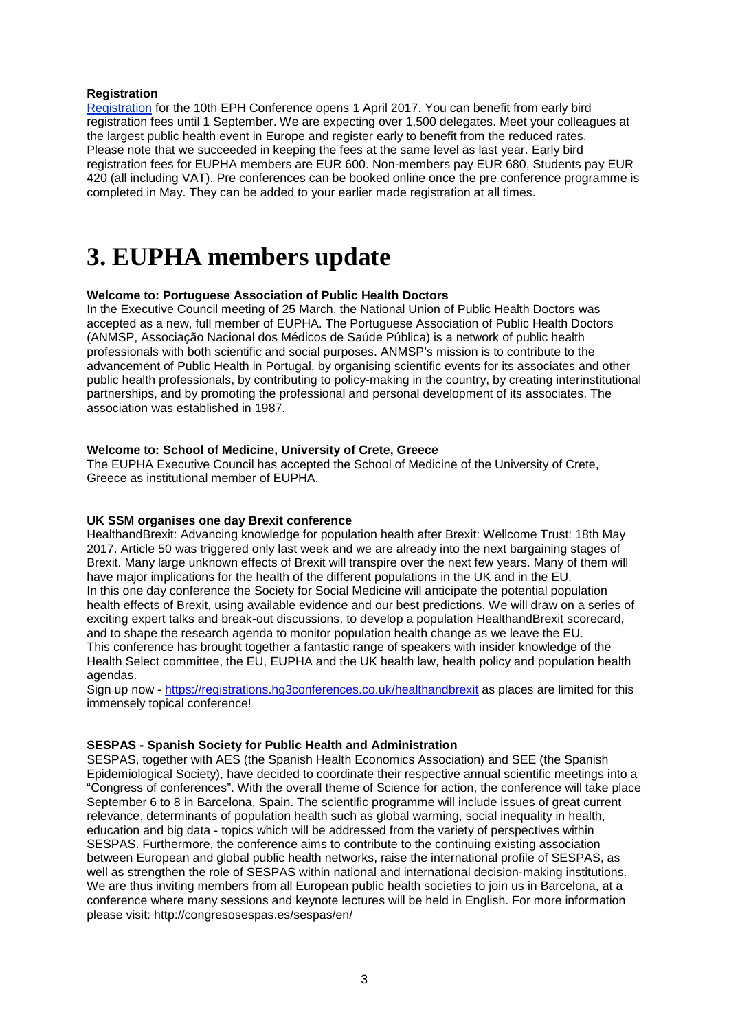**Registration**

[Registration](Registration) for the 10th EPH Conference opens 1 April 2017. You can benefit from early bird registration fees until 1 September. We are expecting over 1,500 delegates. Meet your colleagues at the largest public health event in Europe and register early to benefit from the reduced rates. Please note that we succeeded in keeping the fees at the same level as last year. Early bird registration fees for EUPHA members are EUR 600. Non-members pay EUR 680, Students pay EUR 420 (all including VAT). Pre conferences can be booked online once the pre conference programme is completed in May. They can be added to your earlier made registration at all times.

# 3. EUPHA members update

**Welcome to: Portuguese Association of Public Health Doctors**

In the Executive Council meeting of 25 March, the National Union of Public Health Doctors was accepted as a new, full member of EUPHA. The Portuguese Association of Public Health Doctors (ANMSP, Associação Nacional dos Médicos de Saúde Pública) is a network of public health professionals with both scientific and social purposes. ANMSP's mission is to contribute to the advancement of Public Health in Portugal, by organising scientific events for its associates and other public health professionals, by contributing to policy-making in the country, by creating interinstitutional partnerships, and by promoting the professional and personal development of its associates. The association was established in 1987.

**Welcome to: School of Medicine, University of Crete, Greece**

The EUPHA Executive Council has accepted the School of Medicine of the University of Crete, Greece as institutional member of EUPHA.

**UK SSM organises one day Brexit conference**

HealthandBrexit: Advancing knowledge for population health after Brexit: Wellcome Trust: 18th May 2017. Article 50 was triggered only last week and we are already into the next bargaining stages of Brexit. Many large unknown effects of Brexit will transpire over the next few years. Many of them will have major implications for the health of the different populations in the UK and in the EU.

In this one day conference the Society for Social Medicine will anticipate the potential population health effects of Brexit, using available evidence and our best predictions. We will draw on a series of exciting expert talks and break-out discussions, to develop a population HealthandBrexit scorecard, and to shape the research agenda to monitor population health change as we leave the EU.

This conference has brought together a fantastic range of speakers with insider knowledge of the Health Select committee, the EU, EUPHA and the UK health law, health policy and population health agendas.

Sign up now - [https://registrations.hg3conferences.co.uk/healthandbrexit](https://registrations.hg3conferences.co.uk/healthandbrexit) as places are limited for this immensely topical conference!

**SESPAS - Spanish Society for Public Health and Administration**

SESPAS, together with AES (the Spanish Health Economics Association) and SEE (the Spanish Epidemiological Society), have decided to coordinate their respective annual scientific meetings into a "Congress of conferences". With the overall theme of Science for action, the conference will take place September 6 to 8 in Barcelona, Spain. The scientific programme will include issues of great current relevance, determinants of population health such as global warming, social inequality in health, education and big data - topics which will be addressed from the variety of perspectives within SESPAS. Furthermore, the conference aims to contribute to the continuing existing association between European and global public health networks, raise the international profile of SESPAS, as well as strengthen the role of SESPAS within national and international decision-making institutions. We are thus inviting members from all European public health societies to join us in Barcelona, at a conference where many sessions and keynote lectures will be held in English. For more information please visit: http://congresosespas.es/sespas/en/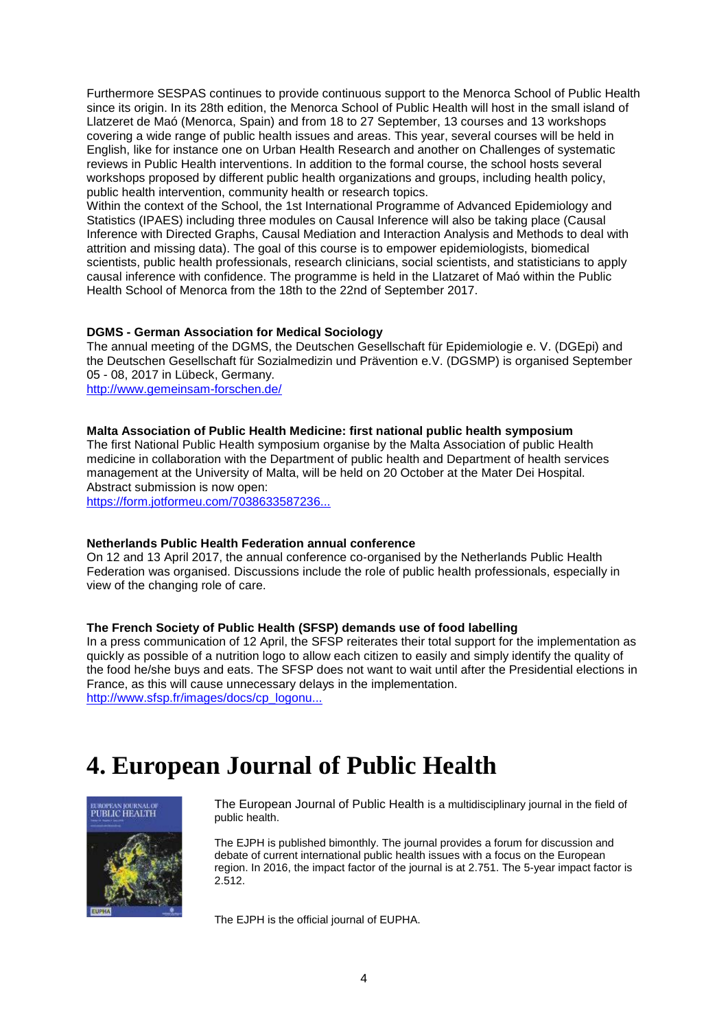Furthermore SESPAS continues to provide continuous support to the Menorca School of Public Health since its origin. In its 28th edition, the Menorca School of Public Health will host in the small island of Llatzeret de Maó (Menorca, Spain) and from 18 to 27 September, 13 courses and 13 workshops covering a wide range of public health issues and areas. This year, several courses will be held in English, like for instance one on Urban Health Research and another on Challenges of systematic reviews in Public Health interventions. In addition to the formal course, the school hosts several workshops proposed by different public health organizations and groups, including health policy, public health intervention, community health or research topics.
Within the context of the School, the 1st International Programme of Advanced Epidemiology and Statistics (IPAES) including three modules on Causal Inference will also be taking place (Causal Inference with Directed Graphs, Causal Mediation and Interaction Analysis and Methods to deal with attrition and missing data). The goal of this course is to empower epidemiologists, biomedical scientists, public health professionals, research clinicians, social scientists, and statisticians to apply causal inference with confidence. The programme is held in the Llatzaret of Maó within the Public Health School of Menorca from the 18th to the 22nd of September 2017.

**DGMS - German Association for Medical Sociology**
The annual meeting of the DGMS, the Deutschen Gesellschaft für Epidemiologie e. V. (DGEpi) and the Deutschen Gesellschaft für Sozialmedizin und Prävention e.V. (DGSMP) is organised September 05 - 08, 2017 in Lübeck, Germany.
http://www.gemeinsam-forschen.de/

**Malta Association of Public Health Medicine: first national public health symposium**
The first National Public Health symposium organise by the Malta Association of public Health medicine in collaboration with the Department of public health and Department of health services management at the University of Malta, will be held on 20 October at the Mater Dei Hospital. Abstract submission is now open:
https://form.jotformeu.com/7038633587236...

**Netherlands Public Health Federation annual conference**
On 12 and 13 April 2017, the annual conference co-organised by the Netherlands Public Health Federation was organised. Discussions include the role of public health professionals, especially in view of the changing role of care.

**The French Society of Public Health (SFSP) demands use of food labelling**
In a press communication of 12 April, the SFSP reiterates their total support for the implementation as quickly as possible of a nutrition logo to allow each citizen to easily and simply identify the quality of the food he/she buys and eats. The SFSP does not want to wait until after the Presidential elections in France, as this will cause unnecessary delays in the implementation.
http://www.sfsp.fr/images/docs/cp_logonu...

# 4. European Journal of Public Health

The European Journal of Public Health is a multidisciplinary journal in the field of public health.

The EJPH is published bimonthly. The journal provides a forum for discussion and debate of current international public health issues with a focus on the European region. In 2016, the impact factor of the journal is at 2.751. The 5-year impact factor is 2.512.

The EJPH is the official journal of EUPHA.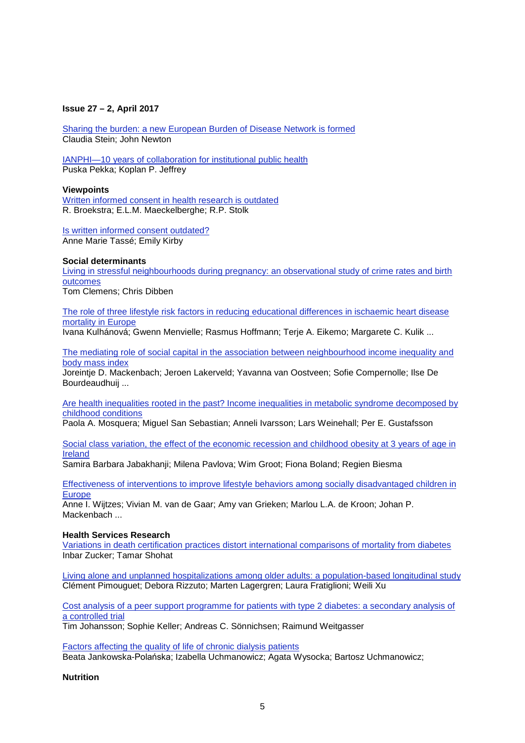**Issue 27 – 2, April 2017**

Sharing the burden: a new European Burden of Disease Network is formed
Claudia Stein; John Newton

IANPHI—10 years of collaboration for institutional public health
Puska Pekka; Koplan P. Jeffrey

**Viewpoints**

Written informed consent in health research is outdated
R. Broekstra; E.L.M. Maeckelberghe; R.P. Stolk

Is written informed consent outdated?
Anne Marie Tassé; Emily Kirby

**Social determinants**

Living in stressful neighbourhoods during pregnancy: an observational study of crime rates and birth outcomes
Tom Clemens; Chris Dibben

The role of three lifestyle risk factors in reducing educational differences in ischaemic heart disease mortality in Europe
Ivana Kulhánová; Gwenn Menvielle; Rasmus Hoffmann; Terje A. Eikemo; Margarete C. Kulik ...

The mediating role of social capital in the association between neighbourhood income inequality and body mass index
Joreintje D. Mackenbach; Jeroen Lakerveld; Yavanna van Oostveen; Sofie Compernolle; Ilse De Bourdeaudhuij ...

Are health inequalities rooted in the past? Income inequalities in metabolic syndrome decomposed by childhood conditions
Paola A. Mosquera; Miguel San Sebastian; Anneli Ivarsson; Lars Weinehall; Per E. Gustafsson

Social class variation, the effect of the economic recession and childhood obesity at 3 years of age in Ireland
Samira Barbara Jabakhanji; Milena Pavlova; Wim Groot; Fiona Boland; Regien Biesma

Effectiveness of interventions to improve lifestyle behaviors among socially disadvantaged children in Europe
Anne I. Wijtzes; Vivian M. van de Gaar; Amy van Grieken; Marlou L.A. de Kroon; Johan P. Mackenbach ...

**Health Services Research**

Variations in death certification practices distort international comparisons of mortality from diabetes
Inbar Zucker; Tamar Shohat

Living alone and unplanned hospitalizations among older adults: a population-based longitudinal study
Clément Pimouguet; Debora Rizzuto; Marten Lagergren; Laura Fratiglioni; Weili Xu

Cost analysis of a peer support programme for patients with type 2 diabetes: a secondary analysis of a controlled trial
Tim Johansson; Sophie Keller; Andreas C. Sönnichsen; Raimund Weitgasser

Factors affecting the quality of life of chronic dialysis patients
Beata Jankowska-Polańska; Izabella Uchmanowicz; Agata Wysocka; Bartosz Uchmanowicz;

**Nutrition**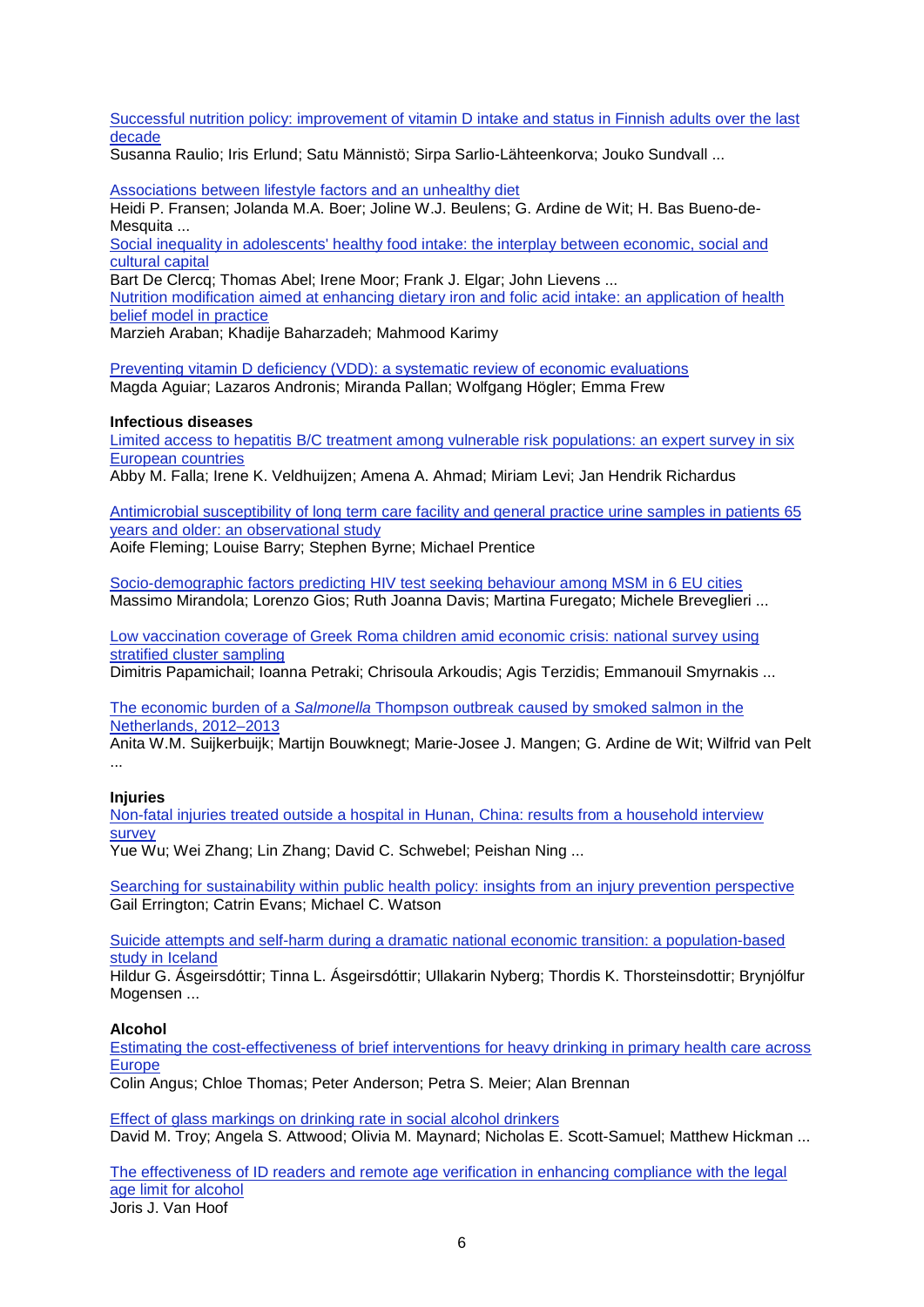Successful nutrition policy: improvement of vitamin D intake and status in Finnish adults over the last decade
Susanna Raulio; Iris Erlund; Satu Männistö; Sirpa Sarlio-Lähteenkorva; Jouko Sundvall ...

Associations between lifestyle factors and an unhealthy diet
Heidi P. Fransen; Jolanda M.A. Boer; Joline W.J. Beulens; G. Ardine de Wit; H. Bas Bueno-de-Mesquita ...

Social inequality in adolescents' healthy food intake: the interplay between economic, social and cultural capital
Bart De Clercq; Thomas Abel; Irene Moor; Frank J. Elgar; John Lievens ...

Nutrition modification aimed at enhancing dietary iron and folic acid intake: an application of health belief model in practice
Marzieh Araban; Khadije Baharzadeh; Mahmood Karimy

Preventing vitamin D deficiency (VDD): a systematic review of economic evaluations
Magda Aguiar; Lazaros Andronis; Miranda Pallan; Wolfgang Högler; Emma Frew

**Infectious diseases**

Limited access to hepatitis B/C treatment among vulnerable risk populations: an expert survey in six European countries
Abby M. Falla; Irene K. Veldhuijzen; Amena A. Ahmad; Miriam Levi; Jan Hendrik Richardus

Antimicrobial susceptibility of long term care facility and general practice urine samples in patients 65 years and older: an observational study
Aoife Fleming; Louise Barry; Stephen Byrne; Michael Prentice

Socio-demographic factors predicting HIV test seeking behaviour among MSM in 6 EU cities
Massimo Mirandola; Lorenzo Gios; Ruth Joanna Davis; Martina Furegato; Michele Breveglieri ...

Low vaccination coverage of Greek Roma children amid economic crisis: national survey using stratified cluster sampling
Dimitris Papamichail; Ioanna Petraki; Chrisoula Arkoudis; Agis Terzidis; Emmanouil Smyrnakis ...

The economic burden of a *Salmonella* Thompson outbreak caused by smoked salmon in the Netherlands, 2012–2013
Anita W.M. Suijkerbuijk; Martijn Bouwknegt; Marie-Josee J. Mangen; G. Ardine de Wit; Wilfrid van Pelt ...

**Injuries**

Non-fatal injuries treated outside a hospital in Hunan, China: results from a household interview survey
Yue Wu; Wei Zhang; Lin Zhang; David C. Schwebel; Peishan Ning ...

Searching for sustainability within public health policy: insights from an injury prevention perspective
Gail Errington; Catrin Evans; Michael C. Watson

Suicide attempts and self-harm during a dramatic national economic transition: a population-based study in Iceland
Hildur G. Ásgeirsdóttir; Tinna L. Ásgeirsdóttir; Ullakarin Nyberg; Thordis K. Thorsteinsdottir; Brynjólfur Mogensen ...

**Alcohol**

Estimating the cost-effectiveness of brief interventions for heavy drinking in primary health care across Europe
Colin Angus; Chloe Thomas; Peter Anderson; Petra S. Meier; Alan Brennan

Effect of glass markings on drinking rate in social alcohol drinkers
David M. Troy; Angela S. Attwood; Olivia M. Maynard; Nicholas E. Scott-Samuel; Matthew Hickman ...

The effectiveness of ID readers and remote age verification in enhancing compliance with the legal age limit for alcohol
Joris J. Van Hoof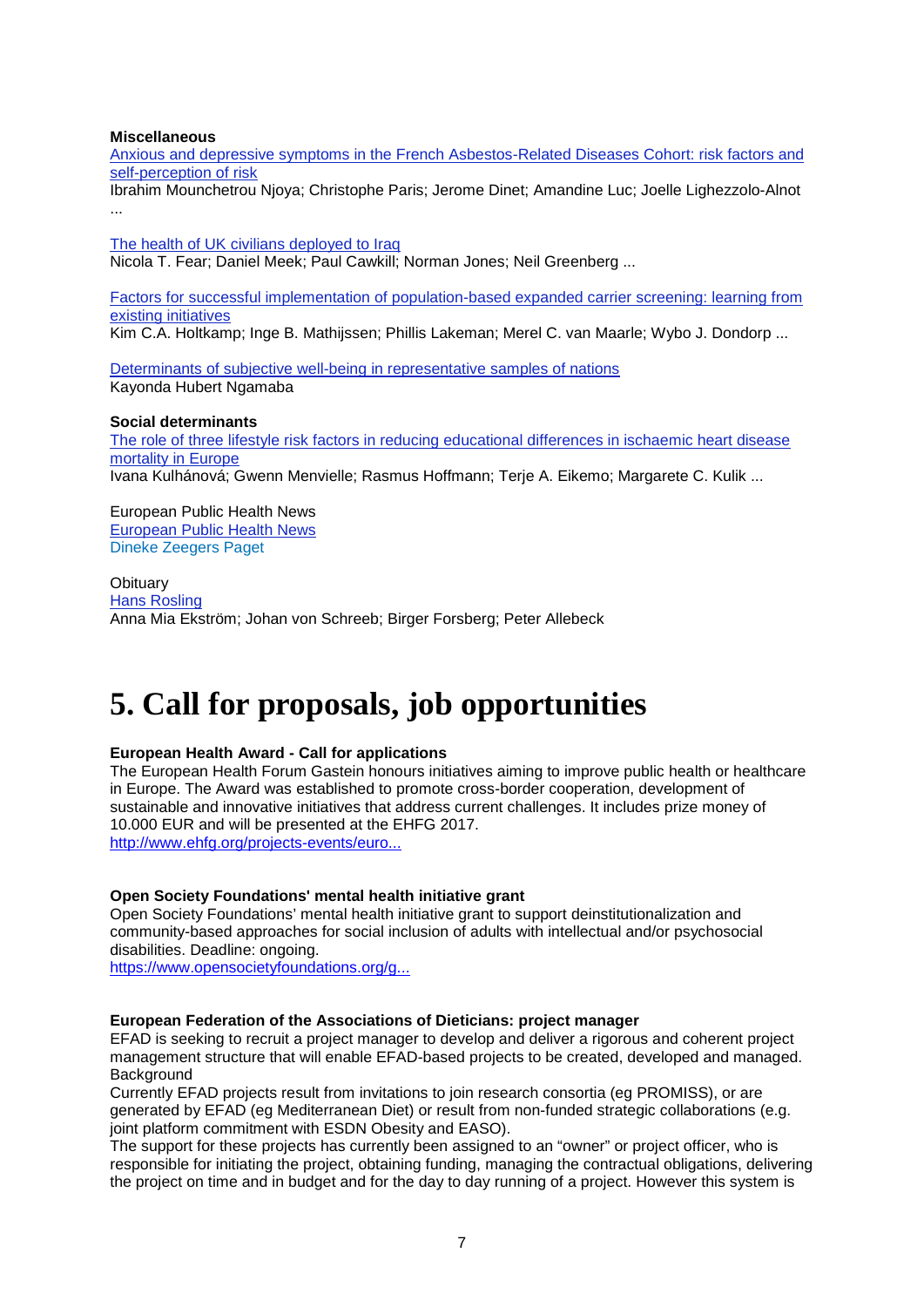**Miscellaneous**

[Anxious and depressive symptoms in the French Asbestos-Related Diseases Cohort: risk factors and self-perception of risk](#)
Ibrahim Mounchetrou Njoya; Christophe Paris; Jerome Dinet; Amandine Luc; Joelle Lighezzolo-Alnot ...

[The health of UK civilians deployed to Iraq](#)
Nicola T. Fear; Daniel Meek; Paul Cawkill; Norman Jones; Neil Greenberg ...

[Factors for successful implementation of population-based expanded carrier screening: learning from existing initiatives](#)
Kim C.A. Holtkamp; Inge B. Mathijssen; Phillis Lakeman; Merel C. van Maarle; Wybo J. Dondorp ...

[Determinants of subjective well-being in representative samples of nations](#)
Kayonda Hubert Ngamaba

**Social determinants**

[The role of three lifestyle risk factors in reducing educational differences in ischaemic heart disease mortality in Europe](#)
Ivana Kulhánová; Gwenn Menvielle; Rasmus Hoffmann; Terje A. Eikemo; Margarete C. Kulik ...

European Public Health News
[European Public Health News](#)
Dineke Zeegers Paget

Obituary
[Hans Rosling](#)
Anna Mia Ekström; Johan von Schreeb; Birger Forsberg; Peter Allebeck

# 5. Call for proposals, job opportunities

**European Health Award - Call for applications**

The European Health Forum Gastein honours initiatives aiming to improve public health or healthcare in Europe. The Award was established to promote cross-border cooperation, development of sustainable and innovative initiatives that address current challenges. It includes prize money of 10.000 EUR and will be presented at the EHFG 2017.
[http://www.ehfg.org/projects-events/euro...](http://www.ehfg.org/projects-events/euro...)

**Open Society Foundations' mental health initiative grant**

Open Society Foundations' mental health initiative grant to support deinstitutionalization and community-based approaches for social inclusion of adults with intellectual and/or psychosocial disabilities. Deadline: ongoing.
[https://www.opensocietyfoundations.org/g...](https://www.opensocietyfoundations.org/g...)

**European Federation of the Associations of Dieticians: project manager**

EFAD is seeking to recruit a project manager to develop and deliver a rigorous and coherent project management structure that will enable EFAD-based projects to be created, developed and managed.
Background
Currently EFAD projects result from invitations to join research consortia (eg PROMISS), or are generated by EFAD (eg Mediterranean Diet) or result from non-funded strategic collaborations (e.g. joint platform commitment with ESDN Obesity and EASO).
The support for these projects has currently been assigned to an "owner" or project officer, who is responsible for initiating the project, obtaining funding, managing the contractual obligations, delivering the project on time and in budget and for the day to day running of a project. However this system is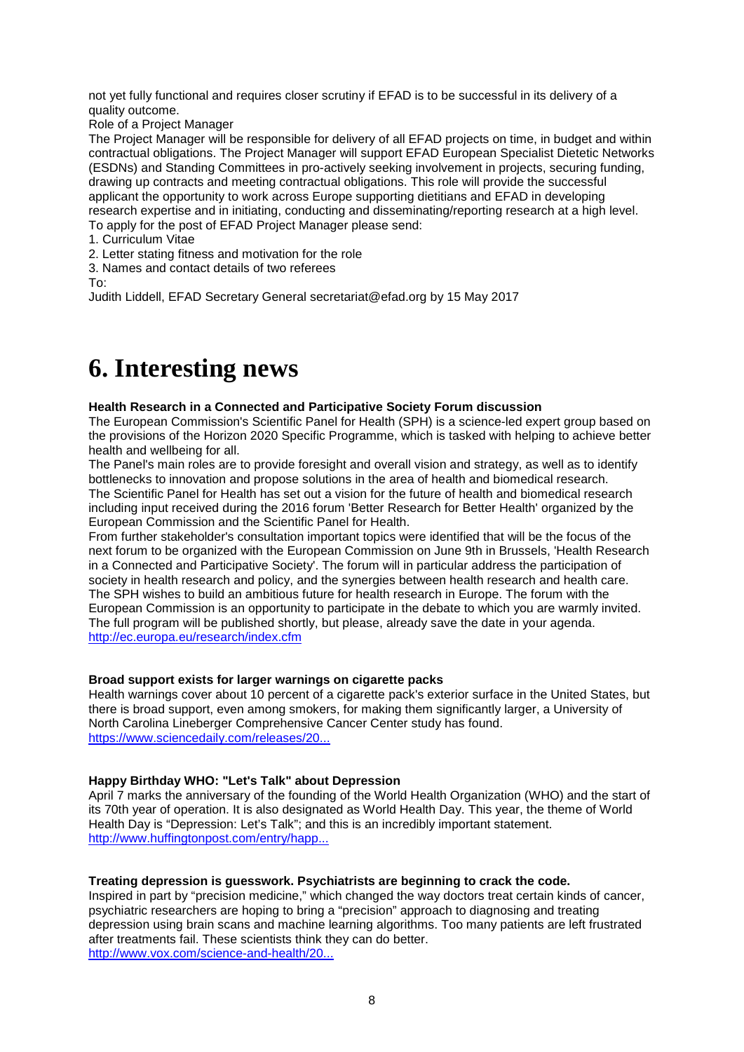not yet fully functional and requires closer scrutiny if EFAD is to be successful in its delivery of a quality outcome.

Role of a Project Manager

The Project Manager will be responsible for delivery of all EFAD projects on time, in budget and within contractual obligations. The Project Manager will support EFAD European Specialist Dietetic Networks (ESDNs) and Standing Committees in pro-actively seeking involvement in projects, securing funding, drawing up contracts and meeting contractual obligations. This role will provide the successful applicant the opportunity to work across Europe supporting dietitians and EFAD in developing research expertise and in initiating, conducting and disseminating/reporting research at a high level.

To apply for the post of EFAD Project Manager please send:

1. Curriculum Vitae
2. Letter stating fitness and motivation for the role
3. Names and contact details of two referees

To:

Judith Liddell, EFAD Secretary General secretariat@efad.org by 15 May 2017

# 6. Interesting news

**Health Research in a Connected and Participative Society Forum discussion**

The European Commission's Scientific Panel for Health (SPH) is a science-led expert group based on the provisions of the Horizon 2020 Specific Programme, which is tasked with helping to achieve better health and wellbeing for all.

The Panel's main roles are to provide foresight and overall vision and strategy, as well as to identify bottlenecks to innovation and propose solutions in the area of health and biomedical research.

The Scientific Panel for Health has set out a vision for the future of health and biomedical research including input received during the 2016 forum 'Better Research for Better Health' organized by the European Commission and the Scientific Panel for Health.

From further stakeholder's consultation important topics were identified that will be the focus of the next forum to be organized with the European Commission on June 9th in Brussels, 'Health Research in a Connected and Participative Society'. The forum will in particular address the participation of society in health research and policy, and the synergies between health research and health care.

The SPH wishes to build an ambitious future for health research in Europe. The forum with the European Commission is an opportunity to participate in the debate to which you are warmly invited.

The full program will be published shortly, but please, already save the date in your agenda.

http://ec.europa.eu/research/index.cfm

**Broad support exists for larger warnings on cigarette packs**

Health warnings cover about 10 percent of a cigarette pack's exterior surface in the United States, but there is broad support, even among smokers, for making them significantly larger, a University of North Carolina Lineberger Comprehensive Cancer Center study has found.

https://www.sciencedaily.com/releases/20...

**Happy Birthday WHO: "Let's Talk" about Depression**

April 7 marks the anniversary of the founding of the World Health Organization (WHO) and the start of its 70th year of operation. It is also designated as World Health Day. This year, the theme of World Health Day is "Depression: Let's Talk"; and this is an incredibly important statement.

http://www.huffingtonpost.com/entry/happ...

**Treating depression is guesswork. Psychiatrists are beginning to crack the code.**

Inspired in part by "precision medicine," which changed the way doctors treat certain kinds of cancer, psychiatric researchers are hoping to bring a "precision" approach to diagnosing and treating depression using brain scans and machine learning algorithms. Too many patients are left frustrated after treatments fail. These scientists think they can do better.

http://www.vox.com/science-and-health/20...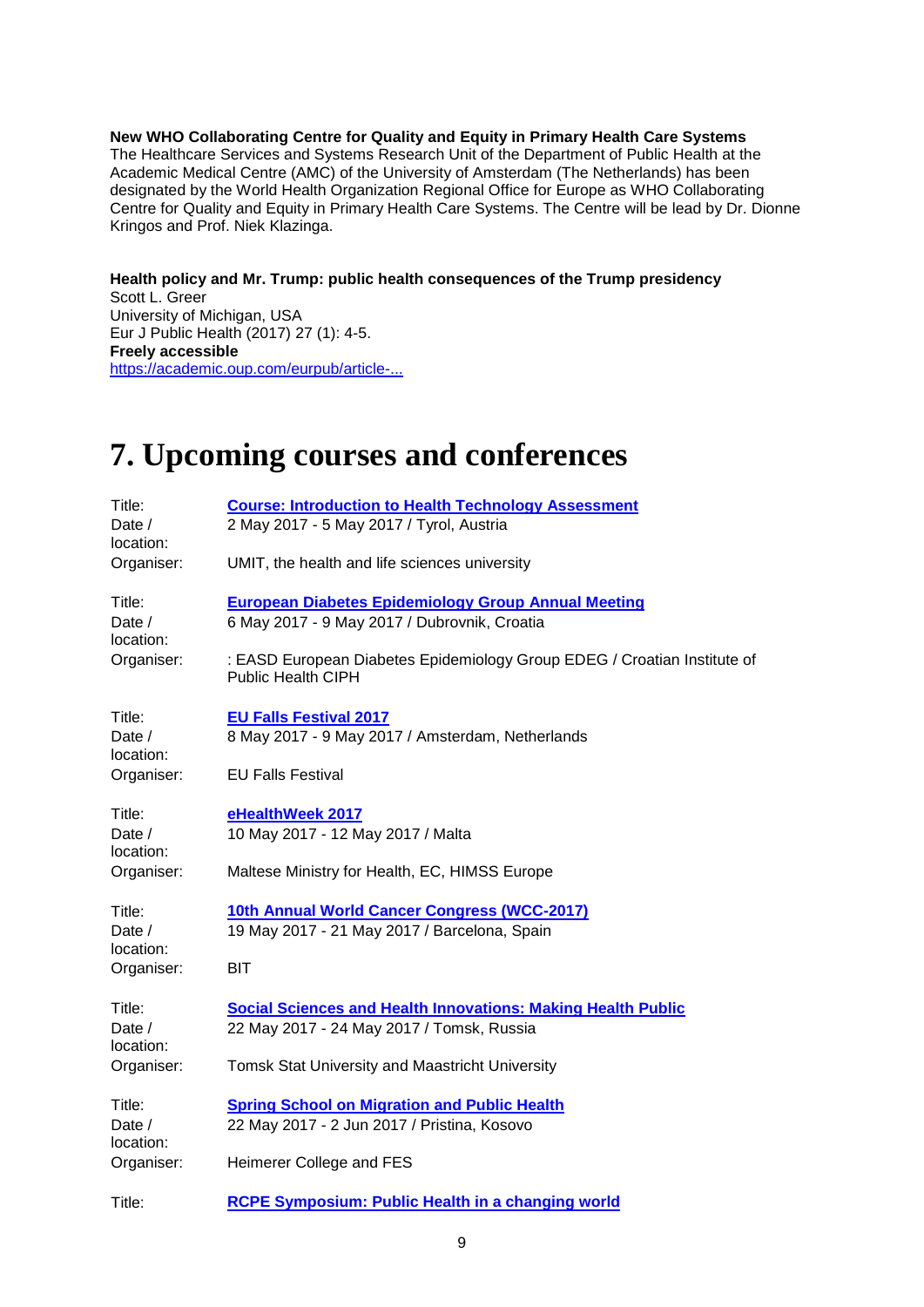**New WHO Collaborating Centre for Quality and Equity in Primary Health Care Systems**
The Healthcare Services and Systems Research Unit of the Department of Public Health at the Academic Medical Centre (AMC) of the University of Amsterdam (The Netherlands) has been designated by the World Health Organization Regional Office for Europe as WHO Collaborating Centre for Quality and Equity in Primary Health Care Systems. The Centre will be lead by Dr. Dionne Kringos and Prof. Niek Klazinga.

**Health policy and Mr. Trump: public health consequences of the Trump presidency**
Scott L. Greer
University of Michigan, USA
Eur J Public Health (2017) 27 (1): 4-5.
**Freely accessible**
https://academic.oup.com/eurpub/article-...

# 7. Upcoming courses and conferences

| | |
|---|---|
| Title: | **Course: Introduction to Health Technology Assessment** |
| Date / location: | 2 May 2017 - 5 May 2017 / Tyrol, Austria |
| Organiser: | UMIT, the health and life sciences university |
| Title: | **European Diabetes Epidemiology Group Annual Meeting** |
| Date / location: | 6 May 2017 - 9 May 2017 / Dubrovnik, Croatia |
| Organiser: | : EASD European Diabetes Epidemiology Group EDEG / Croatian Institute of Public Health CIPH |
| Title: | **EU Falls Festival 2017** |
| Date / location: | 8 May 2017 - 9 May 2017 / Amsterdam, Netherlands |
| Organiser: | EU Falls Festival |
| Title: | **eHealthWeek 2017** |
| Date / location: | 10 May 2017 - 12 May 2017 / Malta |
| Organiser: | Maltese Ministry for Health, EC, HIMSS Europe |
| Title: | **10th Annual World Cancer Congress (WCC-2017)** |
| Date / location: | 19 May 2017 - 21 May 2017 / Barcelona, Spain |
| Organiser: | BIT |
| Title: | **Social Sciences and Health Innovations: Making Health Public** |
| Date / location: | 22 May 2017 - 24 May 2017 / Tomsk, Russia |
| Organiser: | Tomsk Stat University and Maastricht University |
| Title: | **Spring School on Migration and Public Health** |
| Date / location: | 22 May 2017 - 2 Jun 2017 / Pristina, Kosovo |
| Organiser: | Heimerer College and FES |
| Title: | **RCPE Symposium: Public Health in a changing world** |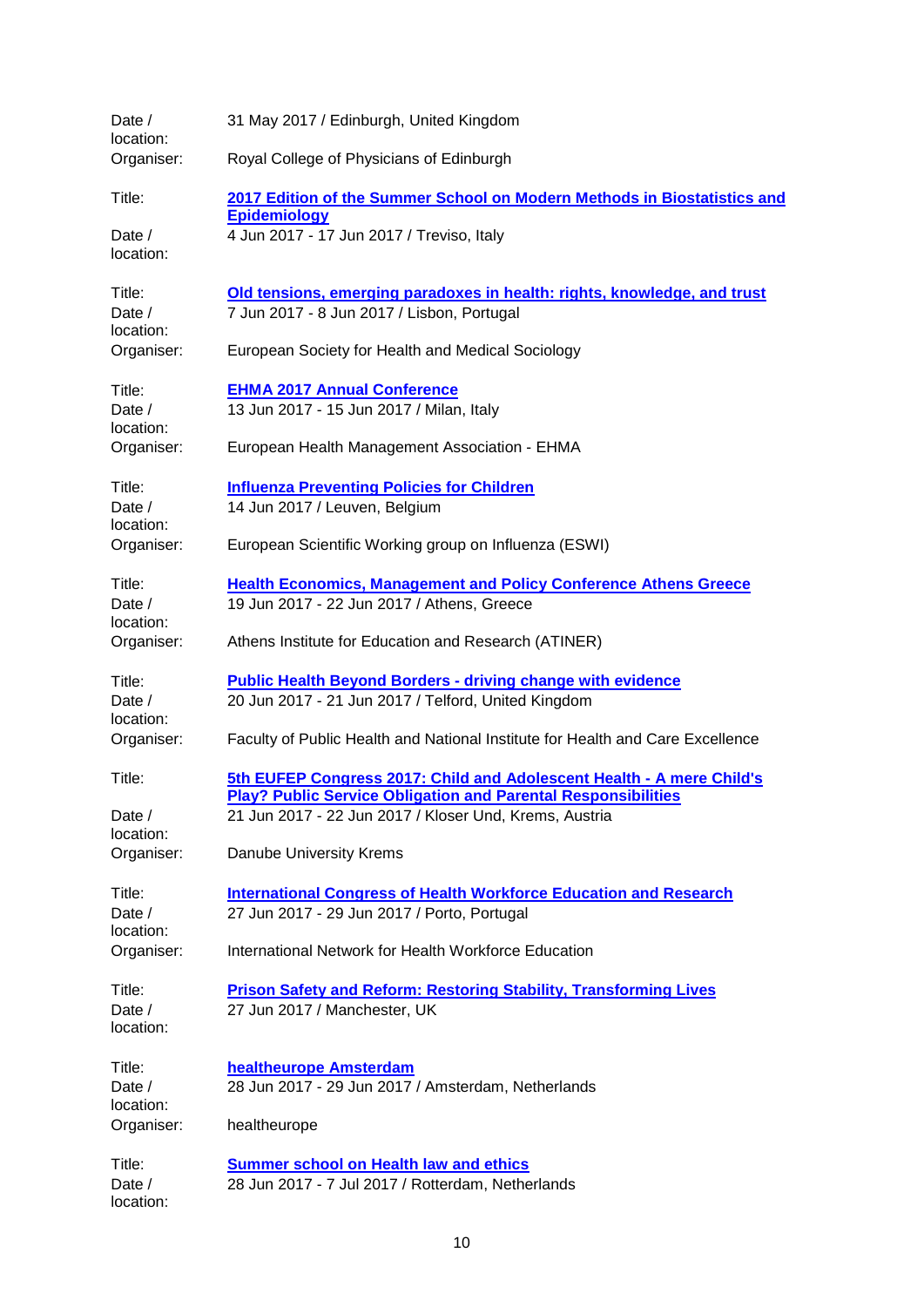Date / location: 31 May 2017 / Edinburgh, United Kingdom
Organiser: Royal College of Physicians of Edinburgh

Title: **2017 Edition of the Summer School on Modern Methods in Biostatistics and Epidemiology**
Date / location: 4 Jun 2017 - 17 Jun 2017 / Treviso, Italy

Title: **Old tensions, emerging paradoxes in health: rights, knowledge, and trust**
Date / location: 7 Jun 2017 - 8 Jun 2017 / Lisbon, Portugal
Organiser: European Society for Health and Medical Sociology

Title: **EHMA 2017 Annual Conference**
Date / location: 13 Jun 2017 - 15 Jun 2017 / Milan, Italy
Organiser: European Health Management Association - EHMA

Title: **Influenza Preventing Policies for Children**
Date / location: 14 Jun 2017 / Leuven, Belgium
Organiser: European Scientific Working group on Influenza (ESWI)

Title: **Health Economics, Management and Policy Conference Athens Greece**
Date / location: 19 Jun 2017 - 22 Jun 2017 / Athens, Greece
Organiser: Athens Institute for Education and Research (ATINER)

Title: **Public Health Beyond Borders - driving change with evidence**
Date / location: 20 Jun 2017 - 21 Jun 2017 / Telford, United Kingdom
Organiser: Faculty of Public Health and National Institute for Health and Care Excellence

Title: **5th EUFEP Congress 2017: Child and Adolescent Health - A mere Child's Play? Public Service Obligation and Parental Responsibilities**
Date / location: 21 Jun 2017 - 22 Jun 2017 / Kloser Und, Krems, Austria
Organiser: Danube University Krems

Title: **International Congress of Health Workforce Education and Research**
Date / location: 27 Jun 2017 - 29 Jun 2017 / Porto, Portugal
Organiser: International Network for Health Workforce Education

Title: **Prison Safety and Reform: Restoring Stability, Transforming Lives**
Date / location: 27 Jun 2017 / Manchester, UK

Title: **healtheurope Amsterdam**
Date / location: 28 Jun 2017 - 29 Jun 2017 / Amsterdam, Netherlands
Organiser: healtheurope

Title: **Summer school on Health law and ethics**
Date / location: 28 Jun 2017 - 7 Jul 2017 / Rotterdam, Netherlands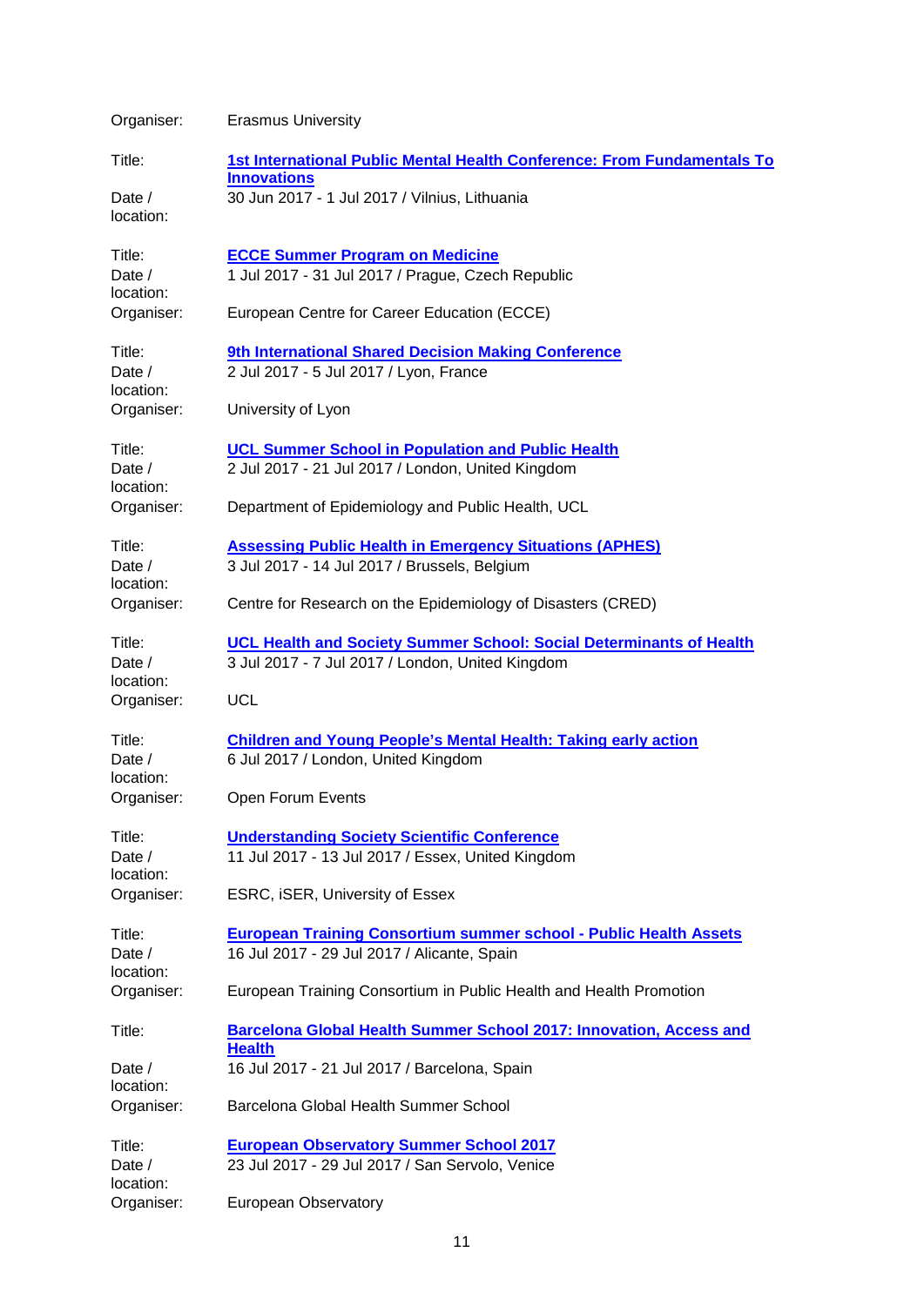Organiser: Erasmus University

Title: **1st International Public Mental Health Conference: From Fundamentals To Innovations**
Date / location: 30 Jun 2017 - 1 Jul 2017 / Vilnius, Lithuania

Title: **ECCE Summer Program on Medicine**
Date / location: 1 Jul 2017 - 31 Jul 2017 / Prague, Czech Republic
Organiser: European Centre for Career Education (ECCE)

Title: **9th International Shared Decision Making Conference**
Date / location: 2 Jul 2017 - 5 Jul 2017 / Lyon, France
Organiser: University of Lyon

Title: **UCL Summer School in Population and Public Health**
Date / location: 2 Jul 2017 - 21 Jul 2017 / London, United Kingdom
Organiser: Department of Epidemiology and Public Health, UCL

Title: **Assessing Public Health in Emergency Situations (APHES)**
Date / location: 3 Jul 2017 - 14 Jul 2017 / Brussels, Belgium
Organiser: Centre for Research on the Epidemiology of Disasters (CRED)

Title: **UCL Health and Society Summer School: Social Determinants of Health**
Date / location: 3 Jul 2017 - 7 Jul 2017 / London, United Kingdom
Organiser: UCL

Title: **Children and Young People's Mental Health: Taking early action**
Date / location: 6 Jul 2017 / London, United Kingdom
Organiser: Open Forum Events

Title: **Understanding Society Scientific Conference**
Date / location: 11 Jul 2017 - 13 Jul 2017 / Essex, United Kingdom
Organiser: ESRC, iSER, University of Essex

Title: **European Training Consortium summer school - Public Health Assets**
Date / location: 16 Jul 2017 - 29 Jul 2017 / Alicante, Spain
Organiser: European Training Consortium in Public Health and Health Promotion

Title: **Barcelona Global Health Summer School 2017: Innovation, Access and Health**
Date / location: 16 Jul 2017 - 21 Jul 2017 / Barcelona, Spain
Organiser: Barcelona Global Health Summer School

Title: **European Observatory Summer School 2017**
Date / location: 23 Jul 2017 - 29 Jul 2017 / San Servolo, Venice
Organiser: European Observatory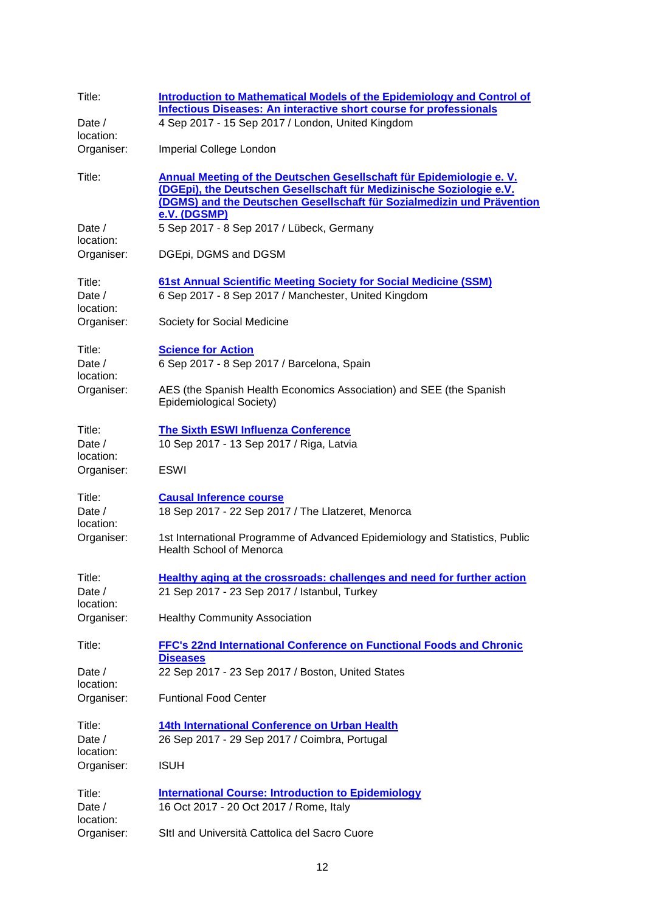| | |
|---|---|
| Title: | **Introduction to Mathematical Models of the Epidemiology and Control of Infectious Diseases: An interactive short course for professionals** |
| Date / location: | 4 Sep 2017 - 15 Sep 2017 / London, United Kingdom |
| Organiser: | Imperial College London |

| | |
|---|---|
| Title: | **Annual Meeting of the Deutschen Gesellschaft für Epidemiologie e. V. (DGEpi), the Deutschen Gesellschaft für Medizinische Soziologie e.V. (DGMS) and the Deutschen Gesellschaft für Sozialmedizin und Prävention e.V. (DGSMP)** |
| Date / location: | 5 Sep 2017 - 8 Sep 2017 / Lübeck, Germany |
| Organiser: | DGEpi, DGMS and DGSM |

| | |
|---|---|
| Title: | **61st Annual Scientific Meeting Society for Social Medicine (SSM)** |
| Date / location: | 6 Sep 2017 - 8 Sep 2017 / Manchester, United Kingdom |
| Organiser: | Society for Social Medicine |

| | |
|---|---|
| Title: | **Science for Action** |
| Date / location: | 6 Sep 2017 - 8 Sep 2017 / Barcelona, Spain |
| Organiser: | AES (the Spanish Health Economics Association) and SEE (the Spanish Epidemiological Society) |

| | |
|---|---|
| Title: | **The Sixth ESWI Influenza Conference** |
| Date / location: | 10 Sep 2017 - 13 Sep 2017 / Riga, Latvia |
| Organiser: | ESWI |

| | |
|---|---|
| Title: | **Causal Inference course** |
| Date / location: | 18 Sep 2017 - 22 Sep 2017 / The Llatzeret, Menorca |
| Organiser: | 1st International Programme of Advanced Epidemiology and Statistics, Public Health School of Menorca |

| | |
|---|---|
| Title: | **Healthy aging at the crossroads: challenges and need for further action** |
| Date / location: | 21 Sep 2017 - 23 Sep 2017 / Istanbul, Turkey |
| Organiser: | Healthy Community Association |

| | |
|---|---|
| Title: | **FFC's 22nd International Conference on Functional Foods and Chronic Diseases** |
| Date / location: | 22 Sep 2017 - 23 Sep 2017 / Boston, United States |
| Organiser: | Funtional Food Center |

| | |
|---|---|
| Title: | **14th International Conference on Urban Health** |
| Date / location: | 26 Sep 2017 - 29 Sep 2017 / Coimbra, Portugal |
| Organiser: | ISUH |

| | |
|---|---|
| Title: | **International Course: Introduction to Epidemiology** |
| Date / location: | 16 Oct 2017 - 20 Oct 2017 / Rome, Italy |
| Organiser: | SItI and Università Cattolica del Sacro Cuore |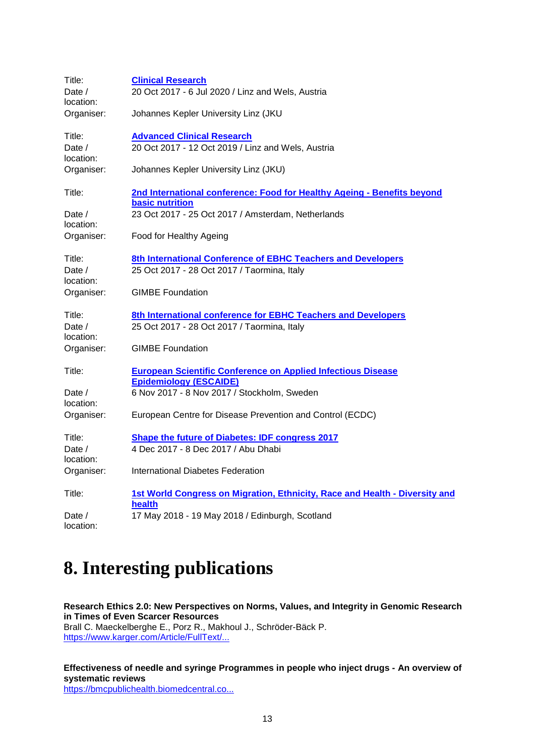Title: **[Clinical Research]()**
Date / location: 20 Oct 2017 - 6 Jul 2020 / Linz and Wels, Austria
Organiser: Johannes Kepler University Linz (JKU

Title: **[Advanced Clinical Research]()**
Date / location: 20 Oct 2017 - 12 Oct 2019 / Linz and Wels, Austria
Organiser: Johannes Kepler University Linz (JKU)

Title: **[2nd International conference: Food for Healthy Ageing - Benefits beyond basic nutrition]()**
Date / location: 23 Oct 2017 - 25 Oct 2017 / Amsterdam, Netherlands
Organiser: Food for Healthy Ageing

Title: **[8th International Conference of EBHC Teachers and Developers]()**
Date / location: 25 Oct 2017 - 28 Oct 2017 / Taormina, Italy
Organiser: GIMBE Foundation

Title: **[8th International conference for EBHC Teachers and Developers]()**
Date / location: 25 Oct 2017 - 28 Oct 2017 / Taormina, Italy
Organiser: GIMBE Foundation

Title: **[European Scientific Conference on Applied Infectious Disease Epidemiology (ESCAIDE)]()**
Date / location: 6 Nov 2017 - 8 Nov 2017 / Stockholm, Sweden
Organiser: European Centre for Disease Prevention and Control (ECDC)

Title: **[Shape the future of Diabetes: IDF congress 2017]()**
Date / location: 4 Dec 2017 - 8 Dec 2017 / Abu Dhabi
Organiser: International Diabetes Federation

Title: **[1st World Congress on Migration, Ethnicity, Race and Health - Diversity and health]()**
Date / location: 17 May 2018 - 19 May 2018 / Edinburgh, Scotland

# 8. Interesting publications

**Research Ethics 2.0: New Perspectives on Norms, Values, and Integrity in Genomic Research in Times of Even Scarcer Resources**
Brall C. Maeckelberghe E., Porz R., Makhoul J., Schröder-Bäck P.
[https://www.karger.com/Article/FullText/...]()

**Effectiveness of needle and syringe Programmes in people who inject drugs - An overview of systematic reviews**
[https://bmcpublichealth.biomedcentral.co...]()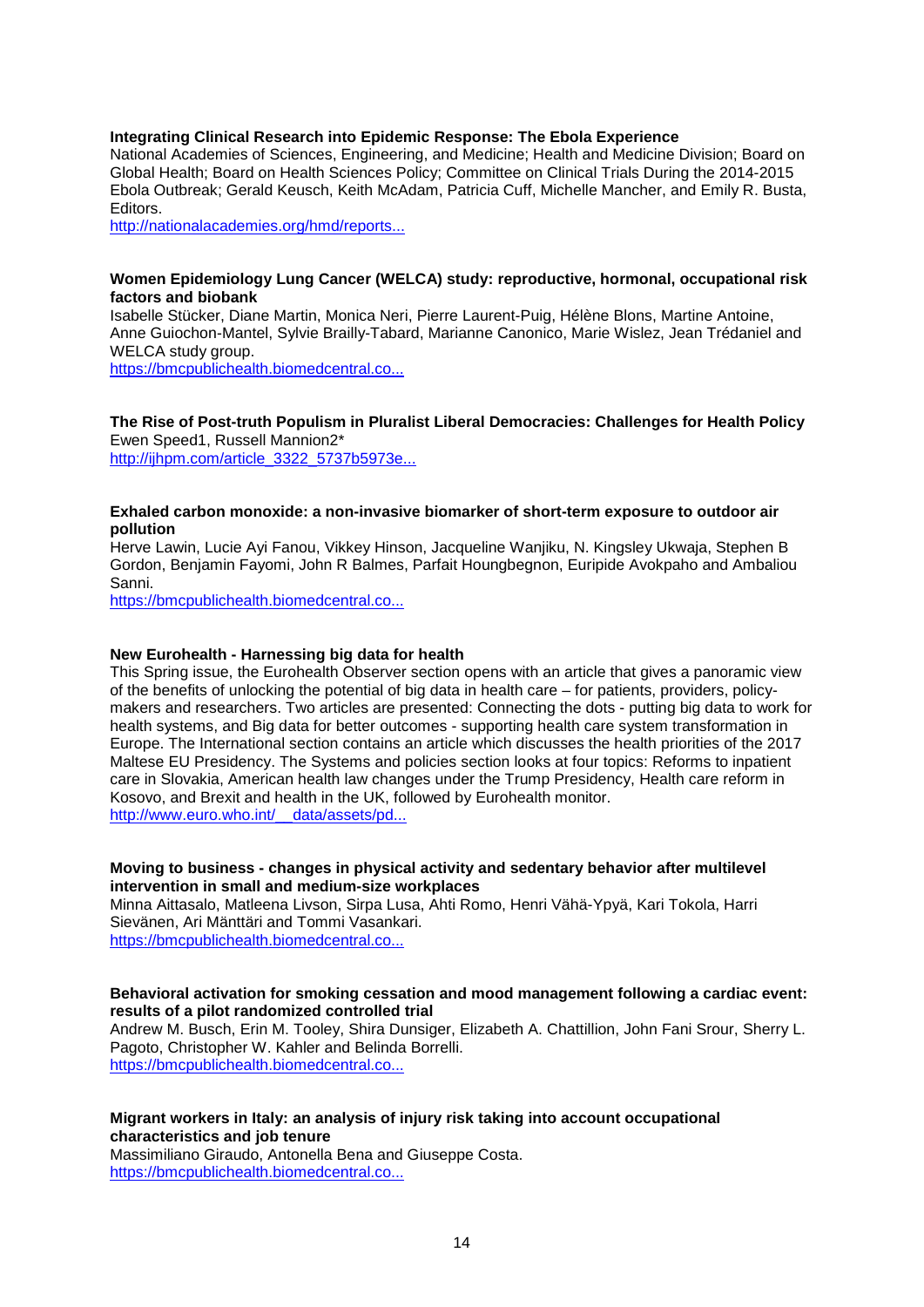**Integrating Clinical Research into Epidemic Response: The Ebola Experience**
National Academies of Sciences, Engineering, and Medicine; Health and Medicine Division; Board on Global Health; Board on Health Sciences Policy; Committee on Clinical Trials During the 2014-2015 Ebola Outbreak; Gerald Keusch, Keith McAdam, Patricia Cuff, Michelle Mancher, and Emily R. Busta, Editors.
http://nationalacademies.org/hmd/reports...

**Women Epidemiology Lung Cancer (WELCA) study: reproductive, hormonal, occupational risk factors and biobank**
Isabelle Stücker, Diane Martin, Monica Neri, Pierre Laurent-Puig, Hélène Blons, Martine Antoine, Anne Guiochon-Mantel, Sylvie Brailly-Tabard, Marianne Canonico, Marie Wislez, Jean Trédaniel and WELCA study group.
https://bmcpublichealth.biomedcentral.co...

**The Rise of Post-truth Populism in Pluralist Liberal Democracies: Challenges for Health Policy**
Ewen Speed1, Russell Mannion2*
http://ijhpm.com/article_3322_5737b5973e...

**Exhaled carbon monoxide: a non-invasive biomarker of short-term exposure to outdoor air pollution**
Herve Lawin, Lucie Ayi Fanou, Vikkey Hinson, Jacqueline Wanjiku, N. Kingsley Ukwaja, Stephen B Gordon, Benjamin Fayomi, John R Balmes, Parfait Houngbegnon, Euripide Avokpaho and Ambaliou Sanni.
https://bmcpublichealth.biomedcentral.co...

**New Eurohealth - Harnessing big data for health**
This Spring issue, the Eurohealth Observer section opens with an article that gives a panoramic view of the benefits of unlocking the potential of big data in health care – for patients, providers, policy-makers and researchers. Two articles are presented: Connecting the dots - putting big data to work for health systems, and Big data for better outcomes - supporting health care system transformation in Europe. The International section contains an article which discusses the health priorities of the 2017 Maltese EU Presidency. The Systems and policies section looks at four topics: Reforms to inpatient care in Slovakia, American health law changes under the Trump Presidency, Health care reform in Kosovo, and Brexit and health in the UK, followed by Eurohealth monitor.
http://www.euro.who.int/__data/assets/pd...

**Moving to business - changes in physical activity and sedentary behavior after multilevel intervention in small and medium-size workplaces**
Minna Aittasalo, Matleena Livson, Sirpa Lusa, Ahti Romo, Henri Vähä-Ypyä, Kari Tokola, Harri Sievänen, Ari Mänttäri and Tommi Vasankari.
https://bmcpublichealth.biomedcentral.co...

**Behavioral activation for smoking cessation and mood management following a cardiac event: results of a pilot randomized controlled trial**
Andrew M. Busch, Erin M. Tooley, Shira Dunsiger, Elizabeth A. Chattillion, John Fani Srour, Sherry L. Pagoto, Christopher W. Kahler and Belinda Borrelli.
https://bmcpublichealth.biomedcentral.co...

**Migrant workers in Italy: an analysis of injury risk taking into account occupational characteristics and job tenure**
Massimiliano Giraudo, Antonella Bena and Giuseppe Costa.
https://bmcpublichealth.biomedcentral.co...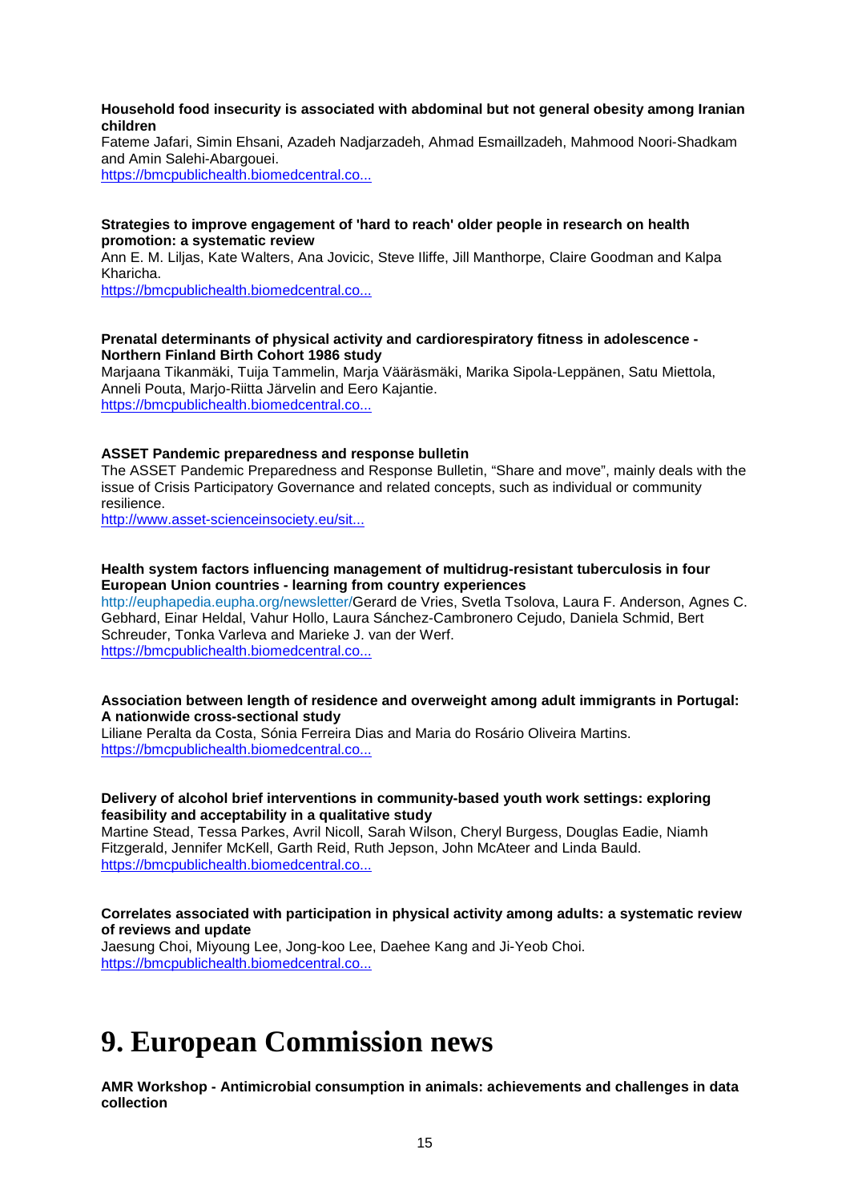**Household food insecurity is associated with abdominal but not general obesity among Iranian children**

Fateme Jafari, Simin Ehsani, Azadeh Nadjarzadeh, Ahmad Esmaillzadeh, Mahmood Noori-Shadkam and Amin Salehi-Abargouei.

https://bmcpublichealth.biomedcentral.co...

**Strategies to improve engagement of 'hard to reach' older people in research on health promotion: a systematic review**

Ann E. M. Liljas, Kate Walters, Ana Jovicic, Steve Iliffe, Jill Manthorpe, Claire Goodman and Kalpa Kharicha.

https://bmcpublichealth.biomedcentral.co...

**Prenatal determinants of physical activity and cardiorespiratory fitness in adolescence - Northern Finland Birth Cohort 1986 study**

Marjaana Tikanmäki, Tuija Tammelin, Marja Vääräsmäki, Marika Sipola-Leppänen, Satu Miettola, Anneli Pouta, Marjo-Riitta Järvelin and Eero Kajantie.

https://bmcpublichealth.biomedcentral.co...

**ASSET Pandemic preparedness and response bulletin**

The ASSET Pandemic Preparedness and Response Bulletin, “Share and move”, mainly deals with the issue of Crisis Participatory Governance and related concepts, such as individual or community resilience.

http://www.asset-scienceinsociety.eu/sit...

**Health system factors influencing management of multidrug-resistant tuberculosis in four European Union countries - learning from country experiences**

http://euphapedia.eupha.org/newsletter/Gerard de Vries, Svetla Tsolova, Laura F. Anderson, Agnes C. Gebhard, Einar Heldal, Vahur Hollo, Laura Sánchez-Cambronero Cejudo, Daniela Schmid, Bert Schreuder, Tonka Varleva and Marieke J. van der Werf.

https://bmcpublichealth.biomedcentral.co...

**Association between length of residence and overweight among adult immigrants in Portugal: A nationwide cross-sectional study**

Liliane Peralta da Costa, Sónia Ferreira Dias and Maria do Rosário Oliveira Martins.

https://bmcpublichealth.biomedcentral.co...

**Delivery of alcohol brief interventions in community-based youth work settings: exploring feasibility and acceptability in a qualitative study**

Martine Stead, Tessa Parkes, Avril Nicoll, Sarah Wilson, Cheryl Burgess, Douglas Eadie, Niamh Fitzgerald, Jennifer McKell, Garth Reid, Ruth Jepson, John McAteer and Linda Bauld.

https://bmcpublichealth.biomedcentral.co...

**Correlates associated with participation in physical activity among adults: a systematic review of reviews and update**

Jaesung Choi, Miyoung Lee, Jong-koo Lee, Daehee Kang and Ji-Yeob Choi.

https://bmcpublichealth.biomedcentral.co...

# 9. European Commission news

**AMR Workshop - Antimicrobial consumption in animals: achievements and challenges in data collection**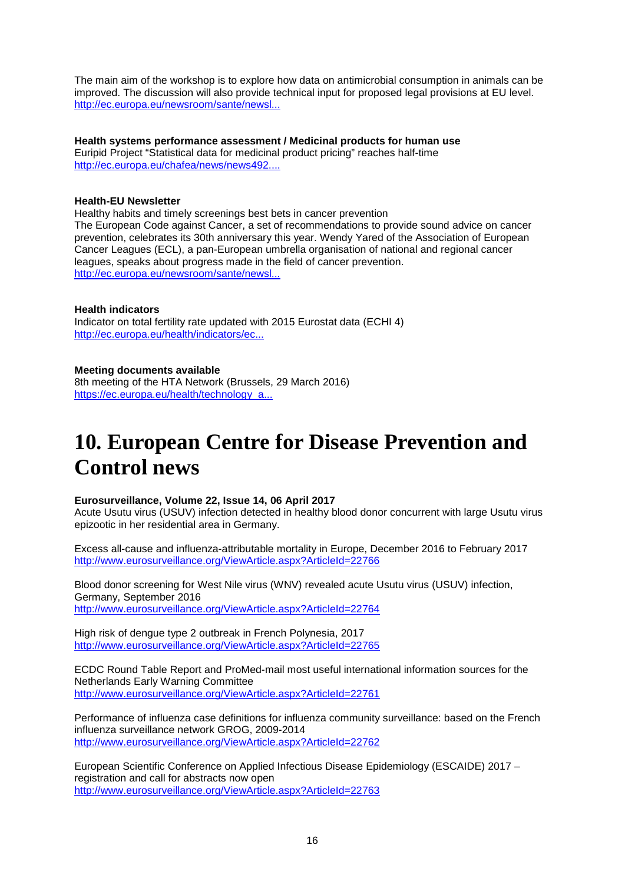The main aim of the workshop is to explore how data on antimicrobial consumption in animals can be improved. The discussion will also provide technical input for proposed legal provisions at EU level.
http://ec.europa.eu/newsroom/sante/newsl...

**Health systems performance assessment / Medicinal products for human use**
Euripid Project "Statistical data for medicinal product pricing" reaches half-time
http://ec.europa.eu/chafea/news/news492....

**Health-EU Newsletter**
Healthy habits and timely screenings best bets in cancer prevention
The European Code against Cancer, a set of recommendations to provide sound advice on cancer prevention, celebrates its 30th anniversary this year. Wendy Yared of the Association of European Cancer Leagues (ECL), a pan-European umbrella organisation of national and regional cancer leagues, speaks about progress made in the field of cancer prevention.
http://ec.europa.eu/newsroom/sante/newsl...

**Health indicators**
Indicator on total fertility rate updated with 2015 Eurostat data (ECHI 4)
http://ec.europa.eu/health/indicators/ec...

**Meeting documents available**
8th meeting of the HTA Network (Brussels, 29 March 2016)
https://ec.europa.eu/health/technology_a...

# 10. European Centre for Disease Prevention and Control news

**Eurosurveillance, Volume 22, Issue 14, 06 April 2017**
Acute Usutu virus (USUV) infection detected in healthy blood donor concurrent with large Usutu virus epizootic in her residential area in Germany.

Excess all-cause and influenza-attributable mortality in Europe, December 2016 to February 2017
http://www.eurosurveillance.org/ViewArticle.aspx?ArticleId=22766

Blood donor screening for West Nile virus (WNV) revealed acute Usutu virus (USUV) infection, Germany, September 2016
http://www.eurosurveillance.org/ViewArticle.aspx?ArticleId=22764

High risk of dengue type 2 outbreak in French Polynesia, 2017
http://www.eurosurveillance.org/ViewArticle.aspx?ArticleId=22765

ECDC Round Table Report and ProMed-mail most useful international information sources for the Netherlands Early Warning Committee
http://www.eurosurveillance.org/ViewArticle.aspx?ArticleId=22761

Performance of influenza case definitions for influenza community surveillance: based on the French influenza surveillance network GROG, 2009-2014
http://www.eurosurveillance.org/ViewArticle.aspx?ArticleId=22762

European Scientific Conference on Applied Infectious Disease Epidemiology (ESCAIDE) 2017 – registration and call for abstracts now open
http://www.eurosurveillance.org/ViewArticle.aspx?ArticleId=22763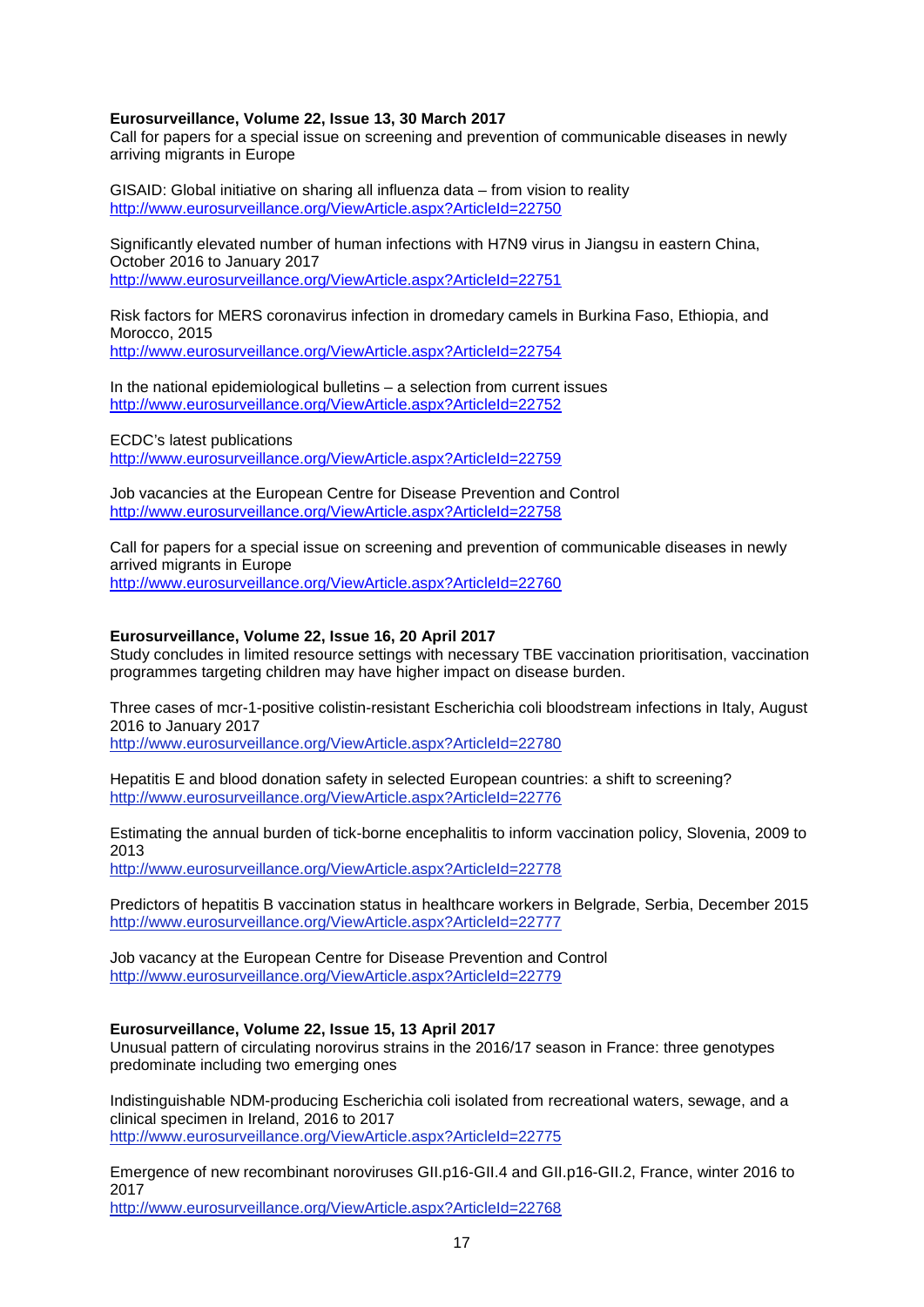**Eurosurveillance, Volume 22, Issue 13, 30 March 2017**
Call for papers for a special issue on screening and prevention of communicable diseases in newly arriving migrants in Europe

GISAID: Global initiative on sharing all influenza data – from vision to reality
http://www.eurosurveillance.org/ViewArticle.aspx?ArticleId=22750

Significantly elevated number of human infections with H7N9 virus in Jiangsu in eastern China, October 2016 to January 2017
http://www.eurosurveillance.org/ViewArticle.aspx?ArticleId=22751

Risk factors for MERS coronavirus infection in dromedary camels in Burkina Faso, Ethiopia, and Morocco, 2015
http://www.eurosurveillance.org/ViewArticle.aspx?ArticleId=22754

In the national epidemiological bulletins – a selection from current issues
http://www.eurosurveillance.org/ViewArticle.aspx?ArticleId=22752

ECDC's latest publications
http://www.eurosurveillance.org/ViewArticle.aspx?ArticleId=22759

Job vacancies at the European Centre for Disease Prevention and Control
http://www.eurosurveillance.org/ViewArticle.aspx?ArticleId=22758

Call for papers for a special issue on screening and prevention of communicable diseases in newly arrived migrants in Europe
http://www.eurosurveillance.org/ViewArticle.aspx?ArticleId=22760

**Eurosurveillance, Volume 22, Issue 16, 20 April 2017**
Study concludes in limited resource settings with necessary TBE vaccination prioritisation, vaccination programmes targeting children may have higher impact on disease burden.

Three cases of mcr-1-positive colistin-resistant Escherichia coli bloodstream infections in Italy, August 2016 to January 2017
http://www.eurosurveillance.org/ViewArticle.aspx?ArticleId=22780

Hepatitis E and blood donation safety in selected European countries: a shift to screening?
http://www.eurosurveillance.org/ViewArticle.aspx?ArticleId=22776

Estimating the annual burden of tick-borne encephalitis to inform vaccination policy, Slovenia, 2009 to 2013
http://www.eurosurveillance.org/ViewArticle.aspx?ArticleId=22778

Predictors of hepatitis B vaccination status in healthcare workers in Belgrade, Serbia, December 2015
http://www.eurosurveillance.org/ViewArticle.aspx?ArticleId=22777

Job vacancy at the European Centre for Disease Prevention and Control
http://www.eurosurveillance.org/ViewArticle.aspx?ArticleId=22779

**Eurosurveillance, Volume 22, Issue 15, 13 April 2017**
Unusual pattern of circulating norovirus strains in the 2016/17 season in France: three genotypes predominate including two emerging ones

Indistinguishable NDM-producing Escherichia coli isolated from recreational waters, sewage, and a clinical specimen in Ireland, 2016 to 2017
http://www.eurosurveillance.org/ViewArticle.aspx?ArticleId=22775

Emergence of new recombinant noroviruses GII.p16-GII.4 and GII.p16-GII.2, France, winter 2016 to 2017
http://www.eurosurveillance.org/ViewArticle.aspx?ArticleId=22768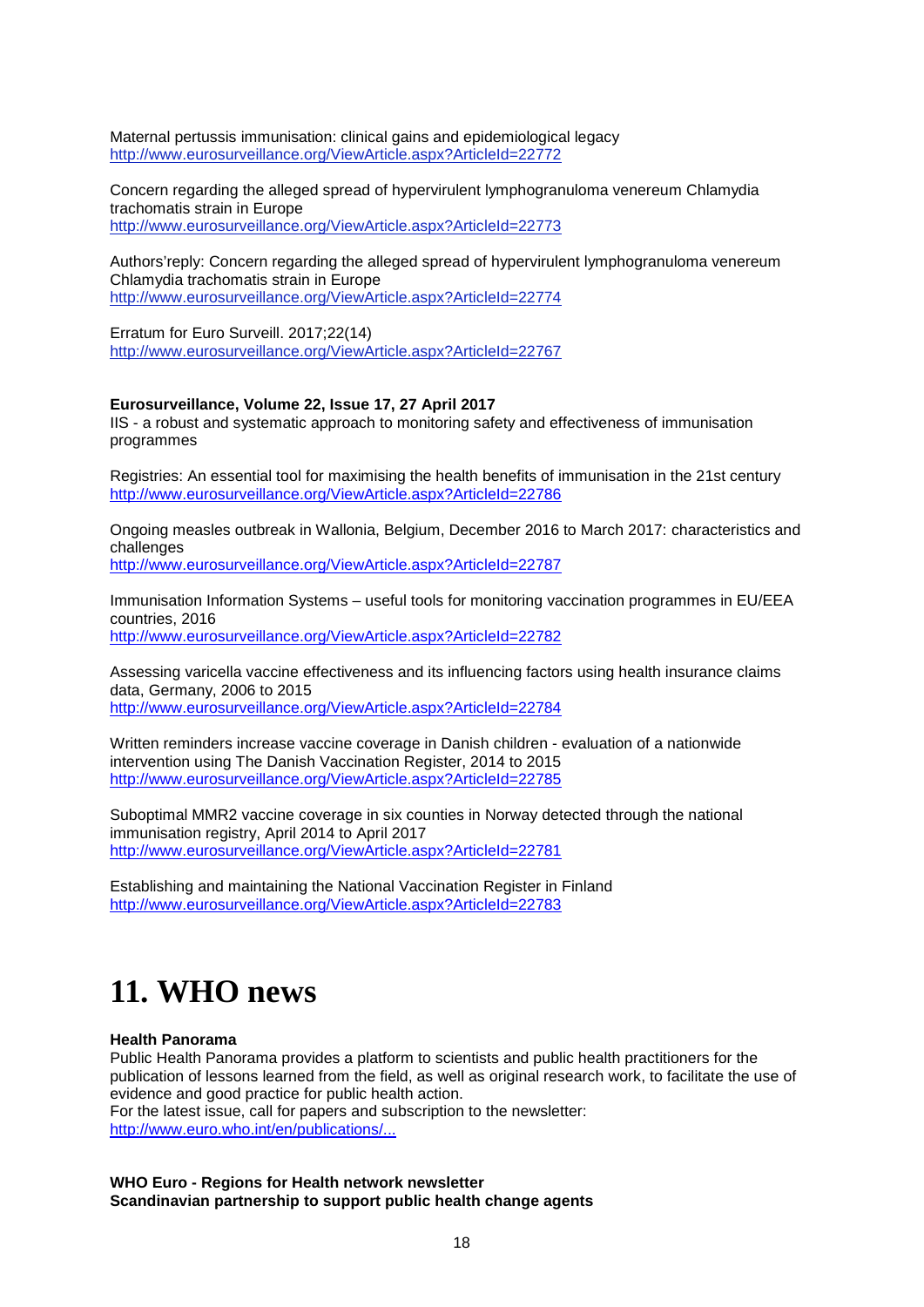Maternal pertussis immunisation: clinical gains and epidemiological legacy
http://www.eurosurveillance.org/ViewArticle.aspx?ArticleId=22772

Concern regarding the alleged spread of hypervirulent lymphogranuloma venereum Chlamydia trachomatis strain in Europe
http://www.eurosurveillance.org/ViewArticle.aspx?ArticleId=22773

Authors'reply: Concern regarding the alleged spread of hypervirulent lymphogranuloma venereum Chlamydia trachomatis strain in Europe
http://www.eurosurveillance.org/ViewArticle.aspx?ArticleId=22774

Erratum for Euro Surveill. 2017;22(14)
http://www.eurosurveillance.org/ViewArticle.aspx?ArticleId=22767

**Eurosurveillance, Volume 22, Issue 17, 27 April 2017**
IIS - a robust and systematic approach to monitoring safety and effectiveness of immunisation programmes

Registries: An essential tool for maximising the health benefits of immunisation in the 21st century
http://www.eurosurveillance.org/ViewArticle.aspx?ArticleId=22786

Ongoing measles outbreak in Wallonia, Belgium, December 2016 to March 2017: characteristics and challenges
http://www.eurosurveillance.org/ViewArticle.aspx?ArticleId=22787

Immunisation Information Systems – useful tools for monitoring vaccination programmes in EU/EEA countries, 2016
http://www.eurosurveillance.org/ViewArticle.aspx?ArticleId=22782

Assessing varicella vaccine effectiveness and its influencing factors using health insurance claims data, Germany, 2006 to 2015
http://www.eurosurveillance.org/ViewArticle.aspx?ArticleId=22784

Written reminders increase vaccine coverage in Danish children - evaluation of a nationwide intervention using The Danish Vaccination Register, 2014 to 2015
http://www.eurosurveillance.org/ViewArticle.aspx?ArticleId=22785

Suboptimal MMR2 vaccine coverage in six counties in Norway detected through the national immunisation registry, April 2014 to April 2017
http://www.eurosurveillance.org/ViewArticle.aspx?ArticleId=22781

Establishing and maintaining the National Vaccination Register in Finland
http://www.eurosurveillance.org/ViewArticle.aspx?ArticleId=22783

# 11. WHO news

**Health Panorama**
Public Health Panorama provides a platform to scientists and public health practitioners for the publication of lessons learned from the field, as well as original research work, to facilitate the use of evidence and good practice for public health action.
For the latest issue, call for papers and subscription to the newsletter:
http://www.euro.who.int/en/publications/...

**WHO Euro - Regions for Health network newsletter**
**Scandinavian partnership to support public health change agents**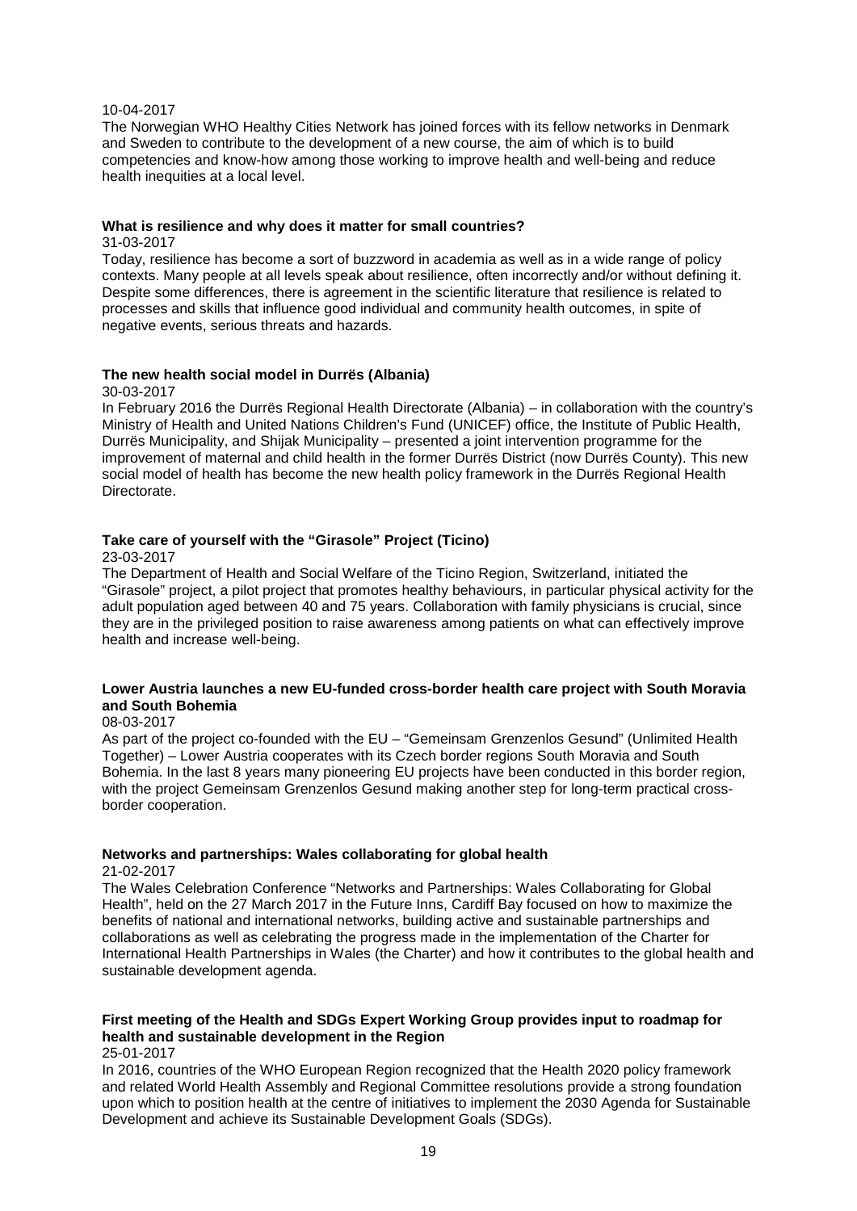10-04-2017

The Norwegian WHO Healthy Cities Network has joined forces with its fellow networks in Denmark and Sweden to contribute to the development of a new course, the aim of which is to build competencies and know-how among those working to improve health and well-being and reduce health inequities at a local level.

**What is resilience and why does it matter for small countries?**

31-03-2017

Today, resilience has become a sort of buzzword in academia as well as in a wide range of policy contexts. Many people at all levels speak about resilience, often incorrectly and/or without defining it. Despite some differences, there is agreement in the scientific literature that resilience is related to processes and skills that influence good individual and community health outcomes, in spite of negative events, serious threats and hazards.

**The new health social model in Durrës (Albania)**

30-03-2017

In February 2016 the Durrës Regional Health Directorate (Albania) – in collaboration with the country's Ministry of Health and United Nations Children's Fund (UNICEF) office, the Institute of Public Health, Durrës Municipality, and Shijak Municipality – presented a joint intervention programme for the improvement of maternal and child health in the former Durrës District (now Durrës County). This new social model of health has become the new health policy framework in the Durrës Regional Health Directorate.

**Take care of yourself with the "Girasole" Project (Ticino)**

23-03-2017

The Department of Health and Social Welfare of the Ticino Region, Switzerland, initiated the "Girasole" project, a pilot project that promotes healthy behaviours, in particular physical activity for the adult population aged between 40 and 75 years. Collaboration with family physicians is crucial, since they are in the privileged position to raise awareness among patients on what can effectively improve health and increase well-being.

**Lower Austria launches a new EU-funded cross-border health care project with South Moravia and South Bohemia**

08-03-2017

As part of the project co-founded with the EU – "Gemeinsam Grenzenlos Gesund" (Unlimited Health Together) – Lower Austria cooperates with its Czech border regions South Moravia and South Bohemia. In the last 8 years many pioneering EU projects have been conducted in this border region, with the project Gemeinsam Grenzenlos Gesund making another step for long-term practical cross-border cooperation.

**Networks and partnerships: Wales collaborating for global health**

21-02-2017

The Wales Celebration Conference "Networks and Partnerships: Wales Collaborating for Global Health", held on the 27 March 2017 in the Future Inns, Cardiff Bay focused on how to maximize the benefits of national and international networks, building active and sustainable partnerships and collaborations as well as celebrating the progress made in the implementation of the Charter for International Health Partnerships in Wales (the Charter) and how it contributes to the global health and sustainable development agenda.

**First meeting of the Health and SDGs Expert Working Group provides input to roadmap for health and sustainable development in the Region**

25-01-2017

In 2016, countries of the WHO European Region recognized that the Health 2020 policy framework and related World Health Assembly and Regional Committee resolutions provide a strong foundation upon which to position health at the centre of initiatives to implement the 2030 Agenda for Sustainable Development and achieve its Sustainable Development Goals (SDGs).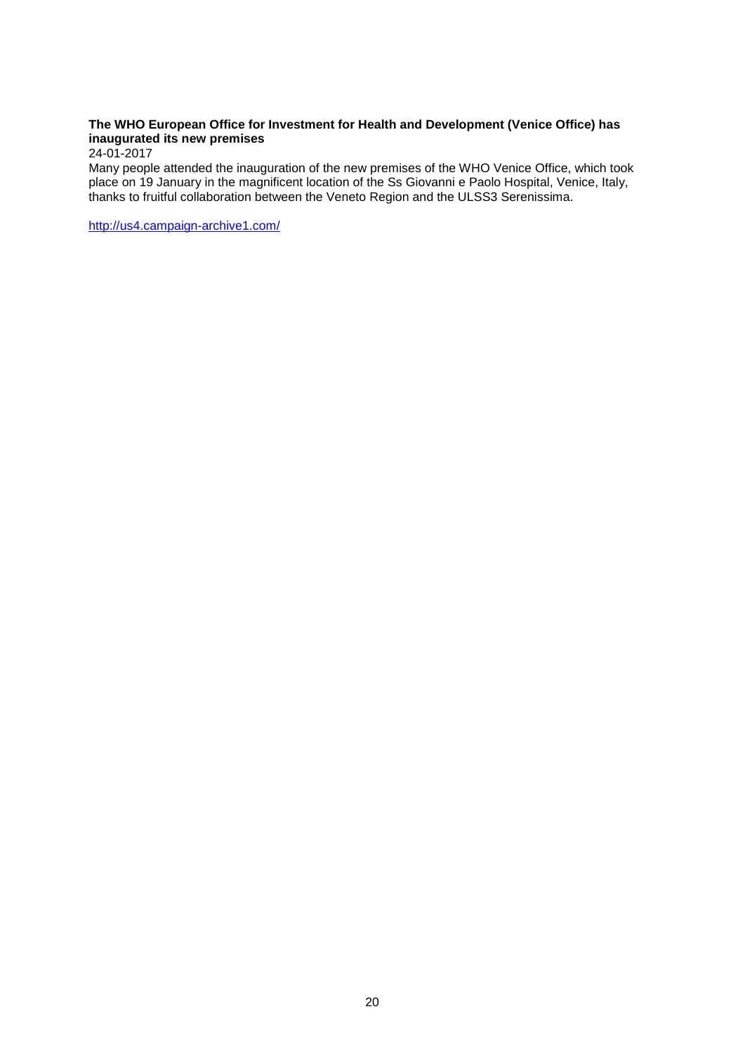**The WHO European Office for Investment for Health and Development (Venice Office) has inaugurated its new premises**

24-01-2017

Many people attended the inauguration of the new premises of the WHO Venice Office, which took place on 19 January in the magnificent location of the Ss Giovanni e Paolo Hospital, Venice, Italy, thanks to fruitful collaboration between the Veneto Region and the ULSS3 Serenissima.

[http://us4.campaign-archive1.com/](http://us4.campaign-archive1.com/)